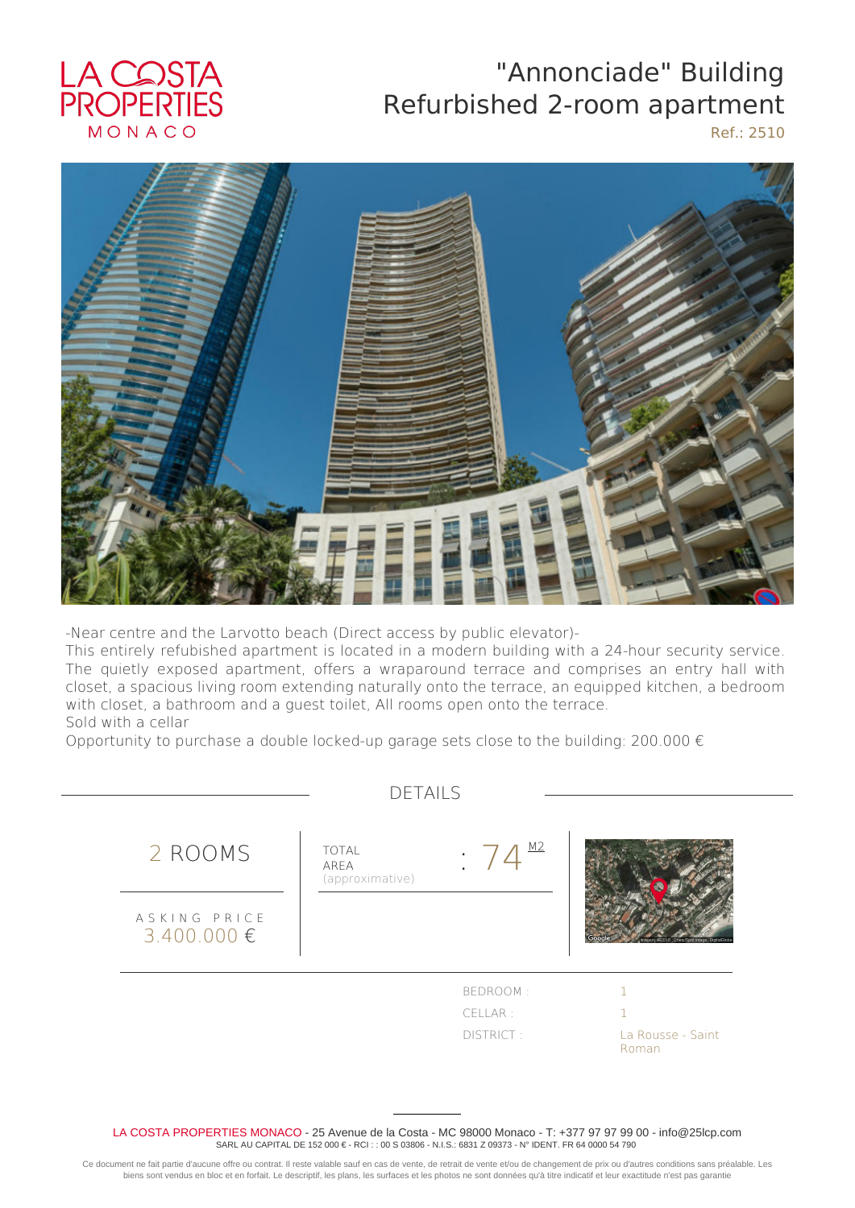LA COSTA PROPERTIES MONACO

# "Annonciade" Building
# Refurbished 2-room apartment

Ref.: 2510

-Near centre and the Larvotto beach (Direct access by public elevator)-
This entirely refubished apartment is located in a modern building with a 24-hour security service. The quietly exposed apartment, offers a wraparound terrace and comprises an entry hall with closet, a spacious living room extending naturally onto the terrace, an equipped kitchen, a bedroom with closet, a bathroom and a guest toilet, All rooms open onto the terrace.
Sold with a cellar
Opportunity to purchase a double locked-up garage sets close to the building: 200.000 €

## DETAILS

2 ROOMS

TOTAL AREA (approximative) : 74 M2

ASKING PRICE
3.400.000 €

| | |
|---|---|
| BEDROOM : | 1 |
| CELLAR : | 1 |
| DISTRICT : | La Rousse - Saint Roman |

LA COSTA PROPERTIES MONACO - 25 Avenue de la Costa - MC 98000 Monaco - T: +377 97 97 99 00 - info@25lcp.com
SARL AU CAPITAL DE 152 000 € - RCI : : 00 S 03806 - N.I.S.: 6831 Z 09373 - N° IDENT. FR 64 0000 54 790

Ce document ne fait partie d'aucune offre ou contrat. Il reste valable sauf en cas de vente, de retrait de vente et/ou de changement de prix ou d'autres conditions sans préalable. Les biens sont vendus en bloc et en forfait. Le descriptif, les plans, les surfaces et les photos ne sont données qu'à titre indicatif et leur exactitude n'est pas garantie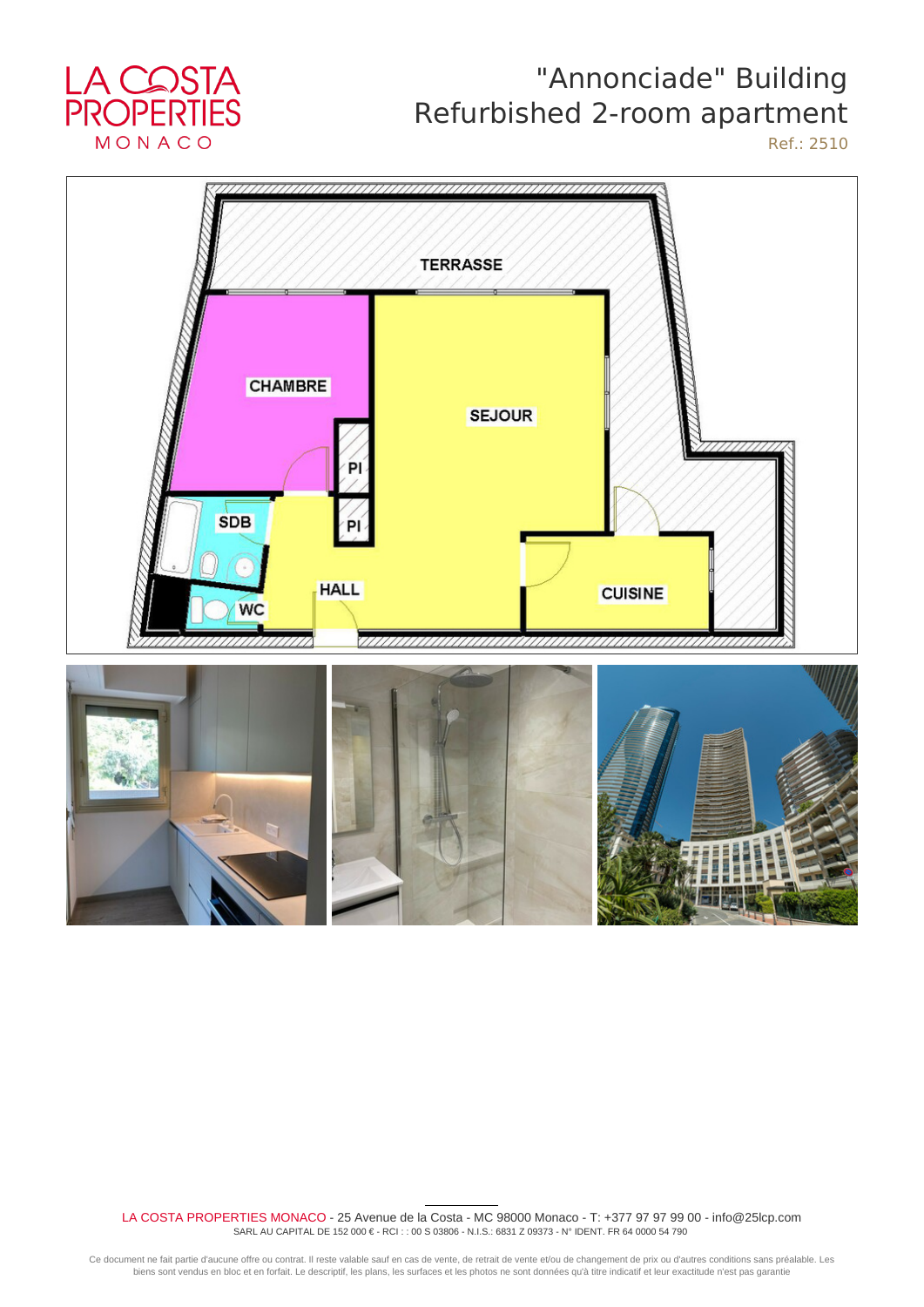# "Annonciade" Building
## Refurbished 2-room apartment

Ref.: 2510

TERRASSE

CHAMBRE

SEJOUR

PI

PI

SDB

HALL

CUISINE

WC

LA COSTA PROPERTIES MONACO - 25 Avenue de la Costa - MC 98000 Monaco - T: +377 97 97 99 00 - info@25lcp.com
SARL AU CAPITAL DE 152 000 € - RCI : : 00 S 03806 - N.I.S.: 6831 Z 09373 - N° IDENT. FR 64 0000 54 790

Ce document ne fait partie d'aucune offre ou contrat. Il reste valable sauf en cas de vente, de retrait de vente et/ou de changement de prix ou d'autres conditions sans préalable. Les biens sont vendus en bloc et en forfait. Le descriptif, les plans, les surfaces et les photos ne sont données qu'à titre indicatif et leur exactitude n'est pas garantie